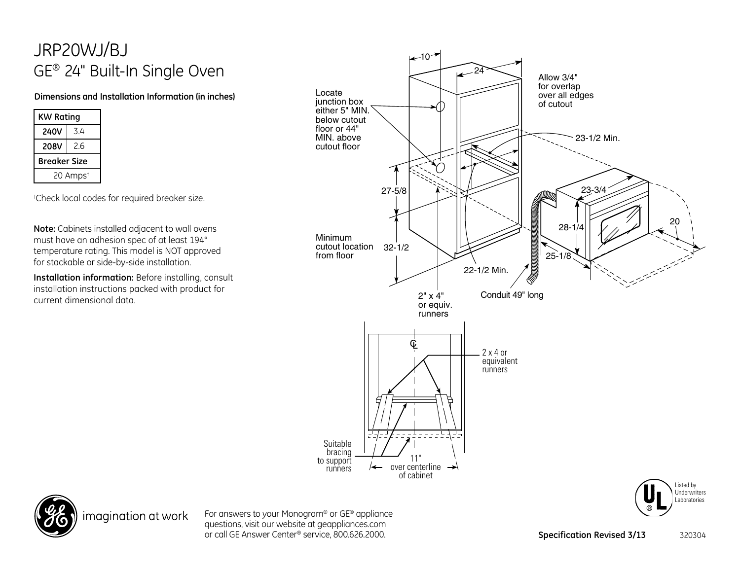# JRP20WJ/BJ

## GE® 24" Built-In Single Oven

**Dimensions and Installation Information (in inches)**

| KW Rating | |
|---|---|
| **240V** | 3.4 |
| **208V** | 2.6 |
| **Breaker Size** | |
| 20 Amps† | |

†Check local codes for required breaker size.

**Note:** Cabinets installed adjacent to wall ovens must have an adhesion spec of at least 194° temperature rating. This model is NOT approved for stackable or side-by-side installation.

**Installation information:** Before installing, consult installation instructions packed with product for current dimensional data.

10

24

Allow 3/4" for overlap over all edges of cutout

Locate junction box either 5" MIN. below cutout floor or 44" MIN. above cutout floor

23-1/2 Min.

27-5/8

23-3/4

28-1/4

20

Minimum cutout location from floor

32-1/2

25-1/8

22-1/2 Min.

2" x 4" or equiv. runners

Conduit 49" long

2 x 4 or equivalent runners

Suitable bracing to support runners

11" over centerline of cabinet

Listed by Underwriters Laboratories

imagination at work

For answers to your Monogram® or GE® appliance questions, visit our website at geappliances.com or call GE Answer Center® service, 800.626.2000.

**Specification Revised 3/13** 320304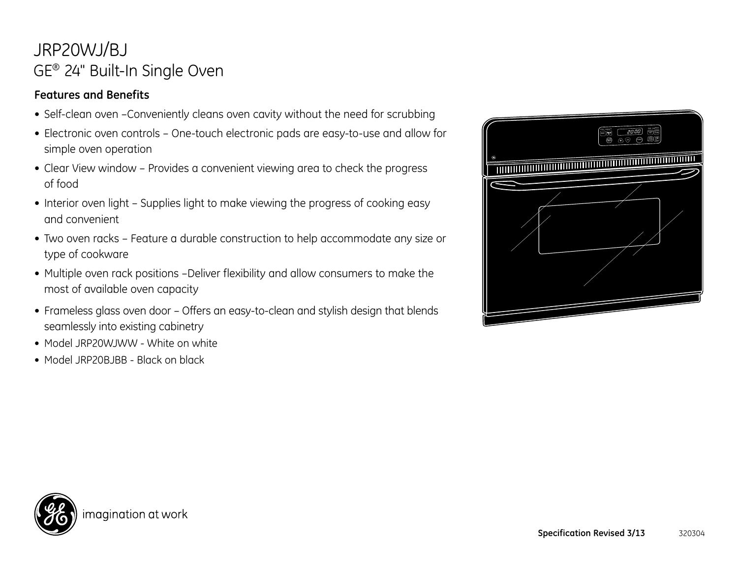# JRP20WJ/BJ

## GE® 24" Built-In Single Oven

### Features and Benefits

- Self-clean oven –Conveniently cleans oven cavity without the need for scrubbing
- Electronic oven controls – One-touch electronic pads are easy-to-use and allow for simple oven operation
- Clear View window – Provides a convenient viewing area to check the progress of food
- Interior oven light – Supplies light to make viewing the progress of cooking easy and convenient
- Two oven racks – Feature a durable construction to help accommodate any size or type of cookware
- Multiple oven rack positions –Deliver flexibility and allow consumers to make the most of available oven capacity
- Frameless glass oven door – Offers an easy-to-clean and stylish design that blends seamlessly into existing cabinetry
- Model JRP20WJWW - White on white
- Model JRP20BJBB - Black on black

imagination at work

**Specification Revised 3/13** 320304